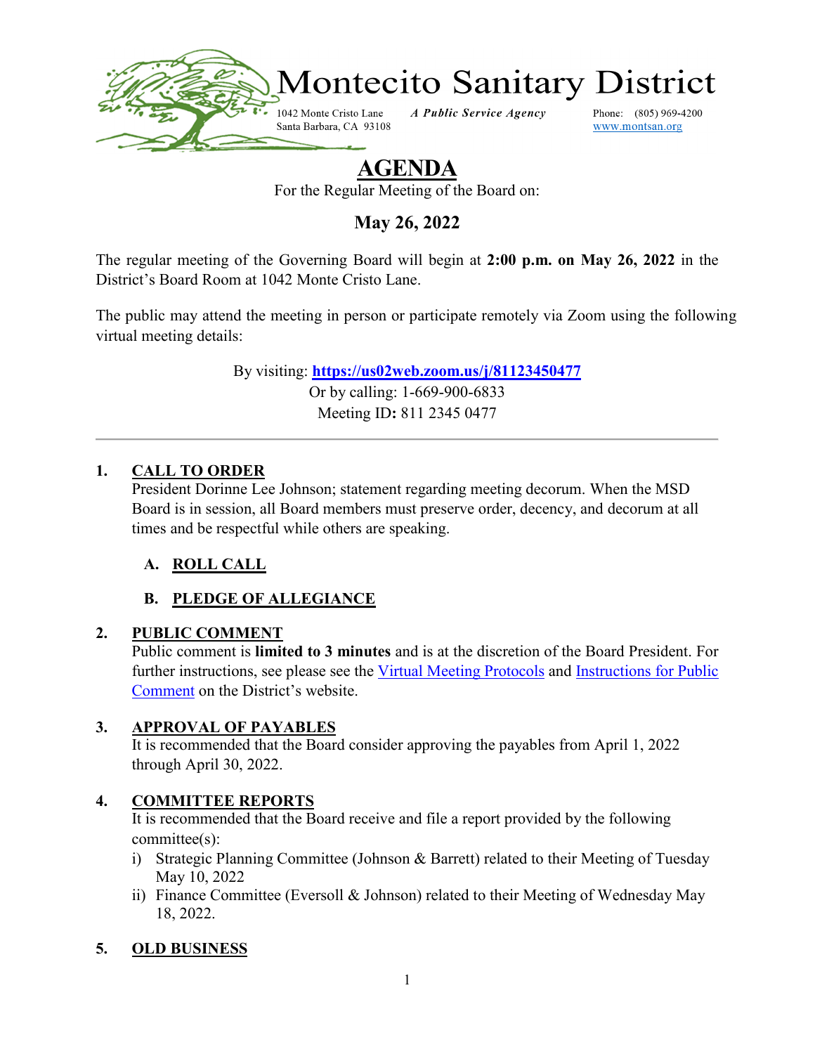# Montecito Sanitary District

1042 Monte Cristo Lane
Santa Barbara, CA 93108

***A Public Service Agency***

Phone: (805) 969-4200
www.montsan.org

## AGENDA

For the Regular Meeting of the Board on:

### May 26, 2022

The regular meeting of the Governing Board will begin at **2:00 p.m. on May 26, 2022** in the District's Board Room at 1042 Monte Cristo Lane.

The public may attend the meeting in person or participate remotely via Zoom using the following virtual meeting details:

By visiting: **https://us02web.zoom.us/j/81123450477**
Or by calling: 1-669-900-6833
Meeting ID**:** 811 2345 0477

---

1. **CALL TO ORDER**
   President Dorinne Lee Johnson; statement regarding meeting decorum. When the MSD Board is in session, all Board members must preserve order, decency, and decorum at all times and be respectful while others are speaking.

   A. **ROLL CALL**

   B. **PLEDGE OF ALLEGIANCE**

2. **PUBLIC COMMENT**
   Public comment is **limited to 3 minutes** and is at the discretion of the Board President. For further instructions, see please see the Virtual Meeting Protocols and Instructions for Public Comment on the District's website.

3. **APPROVAL OF PAYABLES**
   It is recommended that the Board consider approving the payables from April 1, 2022 through April 30, 2022.

4. **COMMITTEE REPORTS**
   It is recommended that the Board receive and file a report provided by the following committee(s):
   i) Strategic Planning Committee (Johnson & Barrett) related to their Meeting of Tuesday May 10, 2022
   ii) Finance Committee (Eversoll & Johnson) related to their Meeting of Wednesday May 18, 2022.

5. **OLD BUSINESS**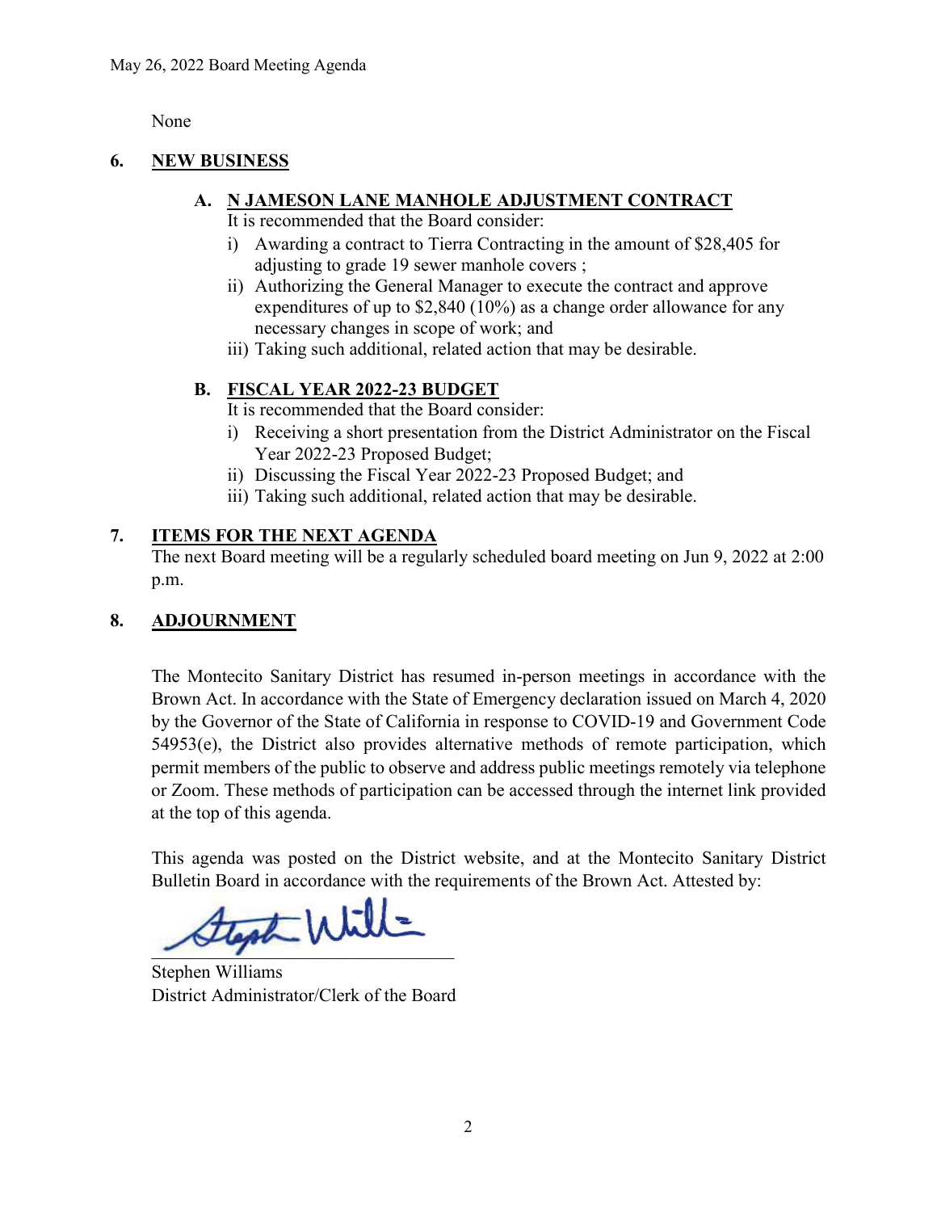None

## 6. NEW BUSINESS

### A. N JAMESON LANE MANHOLE ADJUSTMENT CONTRACT

It is recommended that the Board consider:

i) Awarding a contract to Tierra Contracting in the amount of $28,405 for adjusting to grade 19 sewer manhole covers ;

ii) Authorizing the General Manager to execute the contract and approve expenditures of up to $2,840 (10%) as a change order allowance for any necessary changes in scope of work; and

iii) Taking such additional, related action that may be desirable.

### B. FISCAL YEAR 2022-23 BUDGET

It is recommended that the Board consider:

i) Receiving a short presentation from the District Administrator on the Fiscal Year 2022-23 Proposed Budget;

ii) Discussing the Fiscal Year 2022-23 Proposed Budget; and

iii) Taking such additional, related action that may be desirable.

## 7. ITEMS FOR THE NEXT AGENDA

The next Board meeting will be a regularly scheduled board meeting on Jun 9, 2022 at 2:00 p.m.

## 8. ADJOURNMENT

The Montecito Sanitary District has resumed in-person meetings in accordance with the Brown Act. In accordance with the State of Emergency declaration issued on March 4, 2020 by the Governor of the State of California in response to COVID-19 and Government Code 54953(e), the District also provides alternative methods of remote participation, which permit members of the public to observe and address public meetings remotely via telephone or Zoom. These methods of participation can be accessed through the internet link provided at the top of this agenda.

This agenda was posted on the District website, and at the Montecito Sanitary District Bulletin Board in accordance with the requirements of the Brown Act. Attested by:

Stephen Williams
District Administrator/Clerk of the Board